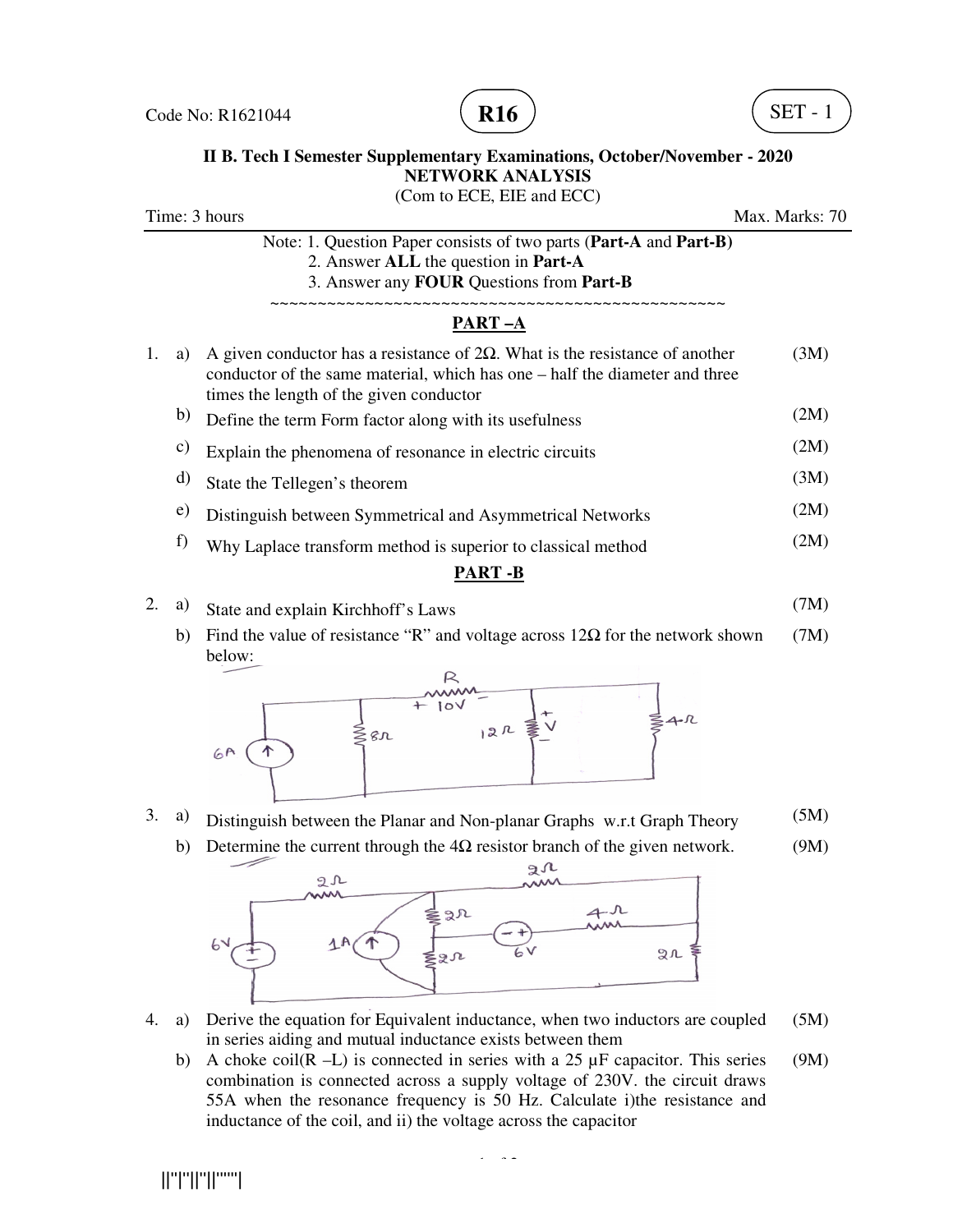Code No: R1621044

**R16**

SET - 1

**II B. Tech I Semester Supplementary Examinations, October/November - 2020**
**NETWORK ANALYSIS**
(Com to ECE, EIE and ECC)

Time: 3 hours | Max. Marks: 70

Note: 1. Question Paper consists of two parts (**Part-A** and **Part-B)**
2. Answer **ALL** the question in **Part-A**
3. Answer any **FOUR** Questions from **Part-B**

~~~~~~~~~~~~~~~~~~~~~~~~~~~~~~~~~~~~~~~~~~~~~~~~~~~~

## PART –A

1. a) A given conductor has a resistance of 2Ω. What is the resistance of another conductor of the same material, which has one – half the diameter and three times the length of the given conductor (3M)

   b) Define the term Form factor along with its usefulness (2M)

   c) Explain the phenomena of resonance in electric circuits (2M)

   d) State the Tellegen's theorem (3M)

   e) Distinguish between Symmetrical and Asymmetrical Networks (2M)

   f) Why Laplace transform method is superior to classical method (2M)

## PART -B

2. a) State and explain Kirchhoff's Laws (7M)

   b) Find the value of resistance "R" and voltage across 12Ω for the network shown below: (7M)

3. a) Distinguish between the Planar and Non-planar Graphs w.r.t Graph Theory (5M)

   b) Determine the current through the 4Ω resistor branch of the given network. (9M)

4. a) Derive the equation for Equivalent inductance, when two inductors are coupled in series aiding and mutual inductance exists between them (5M)

   b) A choke coil(R –L) is connected in series with a 25 μF capacitor. This series combination is connected across a supply voltage of 230V. the circuit draws 55A when the resonance frequency is 50 Hz. Calculate i)the resistance and inductance of the coil, and ii) the voltage across the capacitor (9M)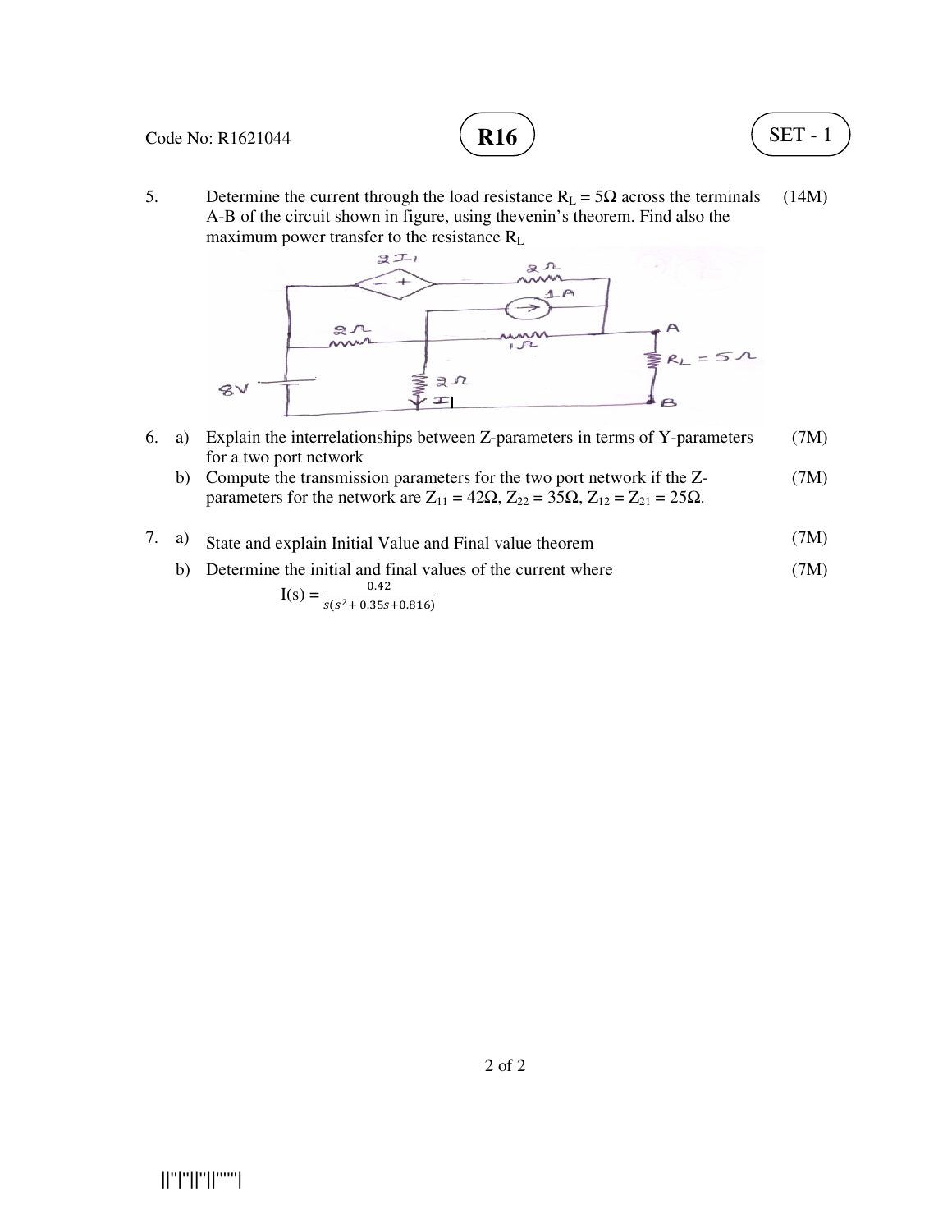5. Determine the current through the load resistance $R_L = 5\Omega$ across the terminals A-B of the circuit shown in figure, using thevenin's theorem. Find also the maximum power transfer to the resistance $R_L$ (14M)

6. a) Explain the interrelationships between Z-parameters in terms of Y-parameters for a two port network (7M)

   b) Compute the transmission parameters for the two port network if the Z-parameters for the network are $Z_{11} = 42\Omega$, $Z_{22} = 35\Omega$, $Z_{12} = Z_{21} = 25\Omega$. (7M)

7. a) State and explain Initial Value and Final value theorem (7M)

   b) Determine the initial and final values of the current where (7M)

$$I(s) = \frac{0.42}{s(s^2 + 0.35s + 0.816)}$$